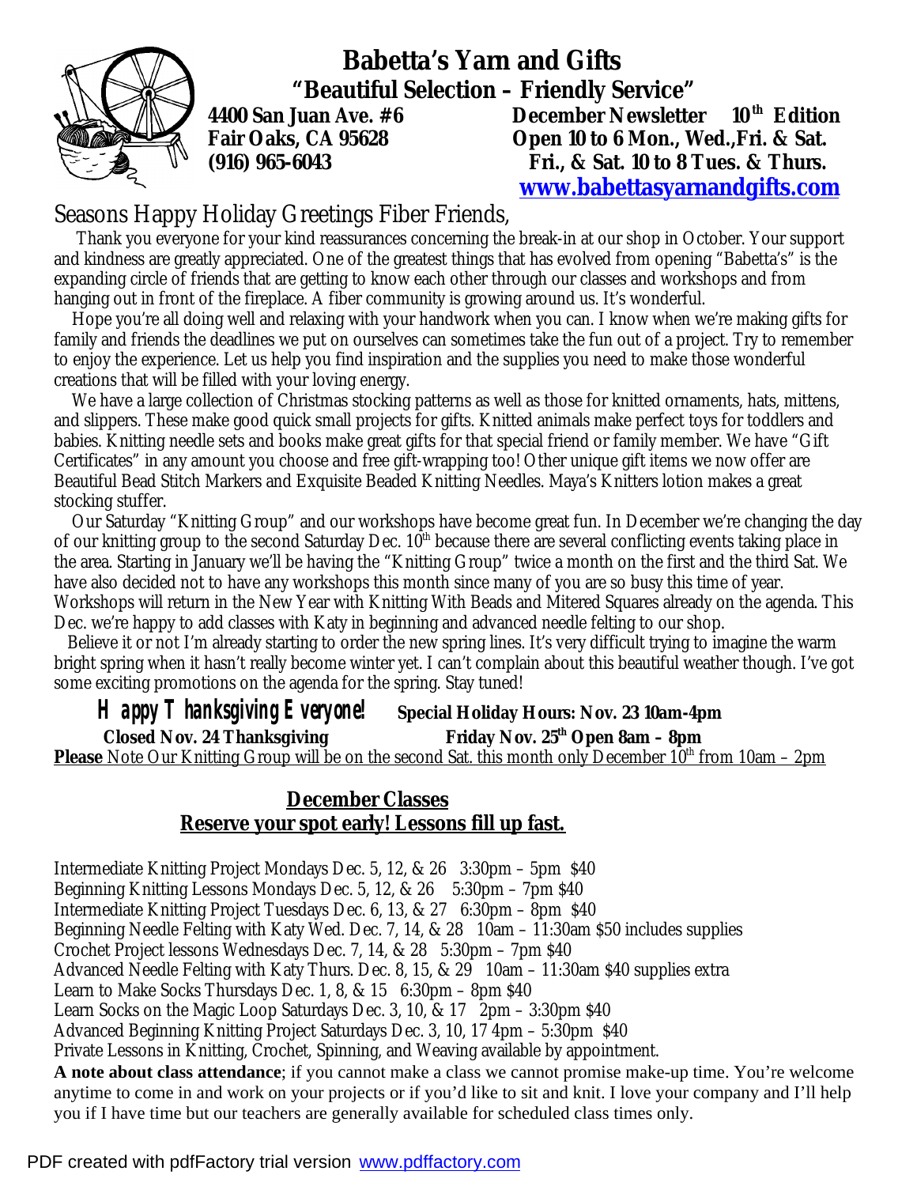# Babetta's Yarn and Gifts

**"Beautiful Selection – Friendly Service"**

**4400 San Juan Ave. #6**
**Fair Oaks, CA 95628**
**(916) 965-6043**

**December Newsletter 10th Edition**
**Open 10 to 6 Mon., Wed.,Fri. & Sat.**
**Fri., & Sat. 10 to 8 Tues. & Thurs.**
**www.babettasyarnandgifts.com**

Seasons Happy Holiday Greetings Fiber Friends,

Thank you everyone for your kind reassurances concerning the break-in at our shop in October. Your support and kindness are greatly appreciated. One of the greatest things that has evolved from opening "Babetta's" is the expanding circle of friends that are getting to know each other through our classes and workshops and from hanging out in front of the fireplace. A fiber community is growing around us. It's wonderful.

Hope you're all doing well and relaxing with your handwork when you can. I know when we're making gifts for family and friends the deadlines we put on ourselves can sometimes take the fun out of a project. Try to remember to enjoy the experience. Let us help you find inspiration and the supplies you need to make those wonderful creations that will be filled with your loving energy.

We have a large collection of Christmas stocking patterns as well as those for knitted ornaments, hats, mittens, and slippers. These make good quick small projects for gifts. Knitted animals make perfect toys for toddlers and babies. Knitting needle sets and books make great gifts for that special friend or family member. We have "Gift Certificates" in any amount you choose and free gift-wrapping too! Other unique gift items we now offer are Beautiful Bead Stitch Markers and Exquisite Beaded Knitting Needles. Maya's Knitters lotion makes a great stocking stuffer.

Our Saturday "Knitting Group" and our workshops have become great fun. In December we're changing the day of our knitting group to the second Saturday Dec. 10th because there are several conflicting events taking place in the area. Starting in January we'll be having the "Knitting Group" twice a month on the first and the third Sat. We have also decided not to have any workshops this month since many of you are so busy this time of year. Workshops will return in the New Year with Knitting With Beads and Mitered Squares already on the agenda. This Dec. we're happy to add classes with Katy in beginning and advanced needle felting to our shop.

Believe it or not I'm already starting to order the new spring lines. It's very difficult trying to imagine the warm bright spring when it hasn't really become winter yet. I can't complain about this beautiful weather though. I've got some exciting promotions on the agenda for the spring. Stay tuned!

**Happy Thanksgiving Everyone!** **Special Holiday Hours: Nov. 23 10am-4pm**
**Closed Nov. 24 Thanksgiving** **Friday Nov. 25th Open 8am – 8pm**

**Please** Note Our Knitting Group will be on the second Sat. this month only December 10th from 10am – 2pm

## December Classes

**Reserve your spot early! Lessons fill up fast.**

Intermediate Knitting Project Mondays Dec. 5, 12, & 26 3:30pm – 5pm $40
Beginning Knitting Lessons Mondays Dec. 5, 12, & 26 5:30pm – 7pm $40
Intermediate Knitting Project Tuesdays Dec. 6, 13, & 27 6:30pm – 8pm $40
Beginning Needle Felting with Katy Wed. Dec. 7, 14, & 28 10am – 11:30am $50 includes supplies
Crochet Project lessons Wednesdays Dec. 7, 14, & 28 5:30pm – 7pm $40
Advanced Needle Felting with Katy Thurs. Dec. 8, 15, & 29 10am – 11:30am $40 supplies extra
Learn to Make Socks Thursdays Dec. 1, 8, & 15 6:30pm – 8pm $40
Learn Socks on the Magic Loop Saturdays Dec. 3, 10, & 17 2pm – 3:30pm $40
Advanced Beginning Knitting Project Saturdays Dec. 3, 10, 17 4pm – 5:30pm $40
Private Lessons in Knitting, Crochet, Spinning, and Weaving available by appointment.

**A note about class attendance**; if you cannot make a class we cannot promise make-up time. You're welcome anytime to come in and work on your projects or if you'd like to sit and knit. I love your company and I'll help you if I have time but our teachers are generally available for scheduled class times only.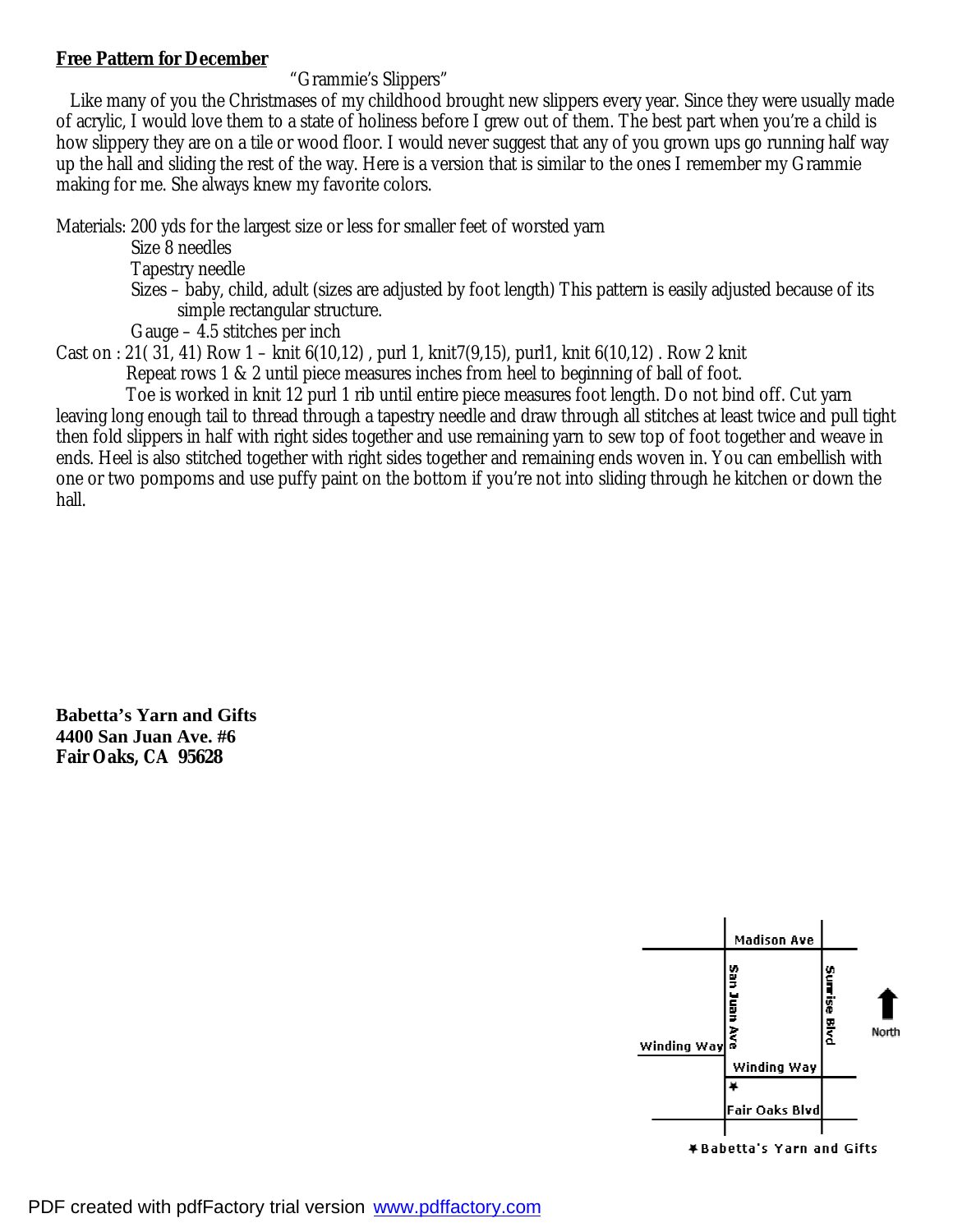**Free Pattern for December**

"Grammie's Slippers"

Like many of you the Christmases of my childhood brought new slippers every year. Since they were usually made of acrylic, I would love them to a state of holiness before I grew out of them. The best part when you're a child is how slippery they are on a tile or wood floor. I would never suggest that any of you grown ups go running half way up the hall and sliding the rest of the way. Here is a version that is similar to the ones I remember my Grammie making for me. She always knew my favorite colors.

Materials: 200 yds for the largest size or less for smaller feet of worsted yarn

Size 8 needles

Tapestry needle

Sizes – baby, child, adult (sizes are adjusted by foot length) This pattern is easily adjusted because of its simple rectangular structure.

Gauge – 4.5 stitches per inch

Cast on : 21( 31, 41) Row 1 – knit 6(10,12) , purl 1, knit7(9,15), purl1, knit 6(10,12) . Row 2 knit

Repeat rows 1 & 2 until piece measures inches from heel to beginning of ball of foot.

Toe is worked in knit 12 purl 1 rib until entire piece measures foot length. Do not bind off. Cut yarn leaving long enough tail to thread through a tapestry needle and draw through all stitches at least twice and pull tight then fold slippers in half with right sides together and use remaining yarn to sew top of foot together and weave in ends. Heel is also stitched together with right sides together and remaining ends woven in. You can embellish with one or two pompoms and use puffy paint on the bottom if you're not into sliding through he kitchen or down the hall.

**Babetta's Yarn and Gifts**
**4400 San Juan Ave. #6**
**Fair Oaks, CA 95628**

Madison Ave
San Juan Ave
Sunrise Blvd
Winding Way
Winding Way
Fair Oaks Blvd
North
* Babetta's Yarn and Gifts